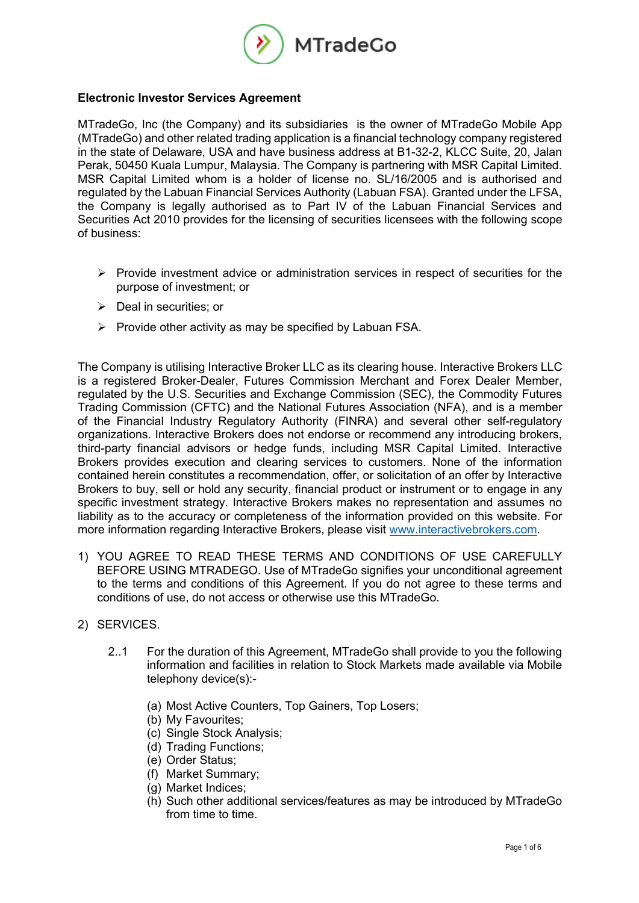**Electronic Investor Services Agreement**

MTradeGo, Inc (the Company) and its subsidiaries is the owner of MTradeGo Mobile App (MTradeGo) and other related trading application is a financial technology company registered in the state of Delaware, USA and have business address at B1-32-2, KLCC Suite, 20, Jalan Perak, 50450 Kuala Lumpur, Malaysia. The Company is partnering with MSR Capital Limited. MSR Capital Limited whom is a holder of license no. SL/16/2005 and is authorised and regulated by the Labuan Financial Services Authority (Labuan FSA). Granted under the LFSA, the Company is legally authorised as to Part IV of the Labuan Financial Services and Securities Act 2010 provides for the licensing of securities licensees with the following scope of business:

- Provide investment advice or administration services in respect of securities for the purpose of investment; or
- Deal in securities; or
- Provide other activity as may be specified by Labuan FSA.

The Company is utilising Interactive Broker LLC as its clearing house. Interactive Brokers LLC is a registered Broker-Dealer, Futures Commission Merchant and Forex Dealer Member, regulated by the U.S. Securities and Exchange Commission (SEC), the Commodity Futures Trading Commission (CFTC) and the National Futures Association (NFA), and is a member of the Financial Industry Regulatory Authority (FINRA) and several other self-regulatory organizations. Interactive Brokers does not endorse or recommend any introducing brokers, third-party financial advisors or hedge funds, including MSR Capital Limited. Interactive Brokers provides execution and clearing services to customers. None of the information contained herein constitutes a recommendation, offer, or solicitation of an offer by Interactive Brokers to buy, sell or hold any security, financial product or instrument or to engage in any specific investment strategy. Interactive Brokers makes no representation and assumes no liability as to the accuracy or completeness of the information provided on this website. For more information regarding Interactive Brokers, please visit [www.interactivebrokers.com](http://www.interactivebrokers.com).

1) YOU AGREE TO READ THESE TERMS AND CONDITIONS OF USE CAREFULLY BEFORE USING MTRADEGO. Use of MTradeGo signifies your unconditional agreement to the terms and conditions of this Agreement. If you do not agree to these terms and conditions of use, do not access or otherwise use this MTradeGo.

2) SERVICES.

   2..1 For the duration of this Agreement, MTradeGo shall provide to you the following information and facilities in relation to Stock Markets made available via Mobile telephony device(s):-

   (a) Most Active Counters, Top Gainers, Top Losers;
   (b) My Favourites;
   (c) Single Stock Analysis;
   (d) Trading Functions;
   (e) Order Status;
   (f) Market Summary;
   (g) Market Indices;
   (h) Such other additional services/features as may be introduced by MTradeGo from time to time.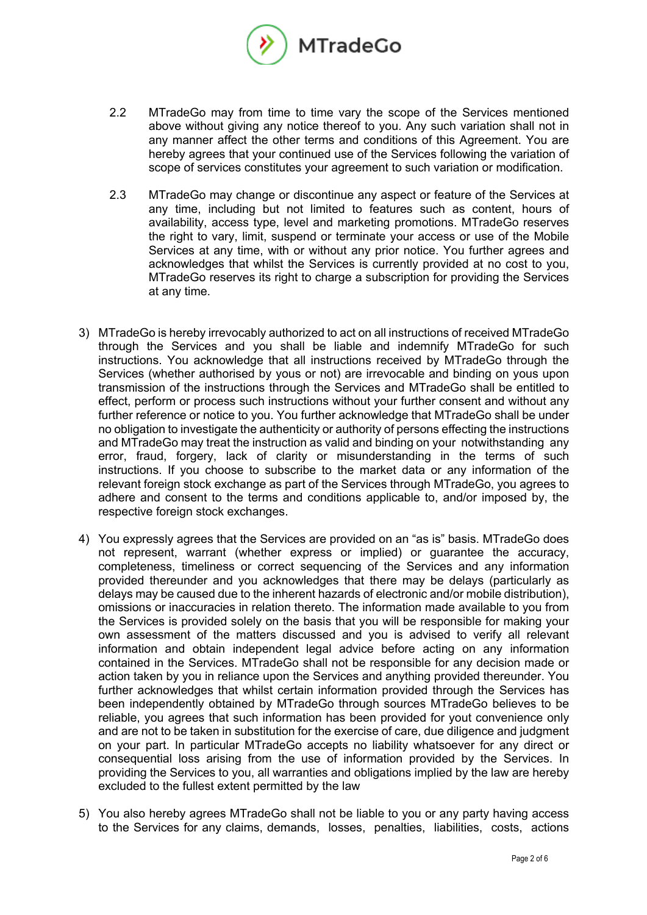2.2 MTradeGo may from time to time vary the scope of the Services mentioned above without giving any notice thereof to you. Any such variation shall not in any manner affect the other terms and conditions of this Agreement. You are hereby agrees that your continued use of the Services following the variation of scope of services constitutes your agreement to such variation or modification.

2.3 MTradeGo may change or discontinue any aspect or feature of the Services at any time, including but not limited to features such as content, hours of availability, access type, level and marketing promotions. MTradeGo reserves the right to vary, limit, suspend or terminate your access or use of the Mobile Services at any time, with or without any prior notice. You further agrees and acknowledges that whilst the Services is currently provided at no cost to you, MTradeGo reserves its right to charge a subscription for providing the Services at any time.

3) MTradeGo is hereby irrevocably authorized to act on all instructions of received MTradeGo through the Services and you shall be liable and indemnify MTradeGo for such instructions. You acknowledge that all instructions received by MTradeGo through the Services (whether authorised by yous or not) are irrevocable and binding on yous upon transmission of the instructions through the Services and MTradeGo shall be entitled to effect, perform or process such instructions without your further consent and without any further reference or notice to you. You further acknowledge that MTradeGo shall be under no obligation to investigate the authenticity or authority of persons effecting the instructions and MTradeGo may treat the instruction as valid and binding on your notwithstanding any error, fraud, forgery, lack of clarity or misunderstanding in the terms of such instructions. If you choose to subscribe to the market data or any information of the relevant foreign stock exchange as part of the Services through MTradeGo, you agrees to adhere and consent to the terms and conditions applicable to, and/or imposed by, the respective foreign stock exchanges.

4) You expressly agrees that the Services are provided on an "as is" basis. MTradeGo does not represent, warrant (whether express or implied) or guarantee the accuracy, completeness, timeliness or correct sequencing of the Services and any information provided thereunder and you acknowledges that there may be delays (particularly as delays may be caused due to the inherent hazards of electronic and/or mobile distribution), omissions or inaccuracies in relation thereto. The information made available to you from the Services is provided solely on the basis that you will be responsible for making your own assessment of the matters discussed and you is advised to verify all relevant information and obtain independent legal advice before acting on any information contained in the Services. MTradeGo shall not be responsible for any decision made or action taken by you in reliance upon the Services and anything provided thereunder. You further acknowledges that whilst certain information provided through the Services has been independently obtained by MTradeGo through sources MTradeGo believes to be reliable, you agrees that such information has been provided for yout convenience only and are not to be taken in substitution for the exercise of care, due diligence and judgment on your part. In particular MTradeGo accepts no liability whatsoever for any direct or consequential loss arising from the use of information provided by the Services. In providing the Services to you, all warranties and obligations implied by the law are hereby excluded to the fullest extent permitted by the law

5) You also hereby agrees MTradeGo shall not be liable to you or any party having access to the Services for any claims, demands, losses, penalties, liabilities, costs, actions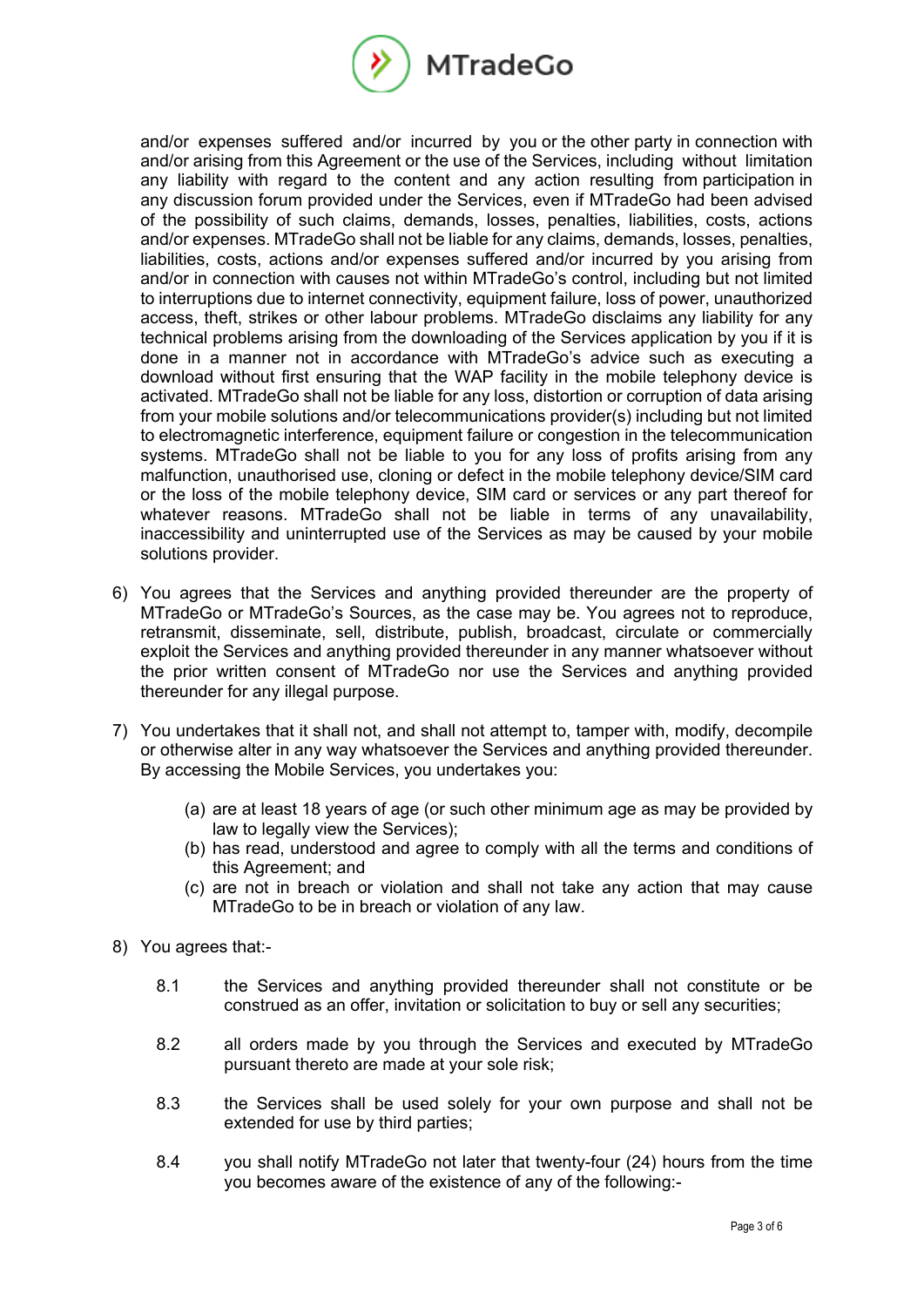and/or expenses suffered and/or incurred by you or the other party in connection with and/or arising from this Agreement or the use of the Services, including without limitation any liability with regard to the content and any action resulting from participation in any discussion forum provided under the Services, even if MTradeGo had been advised of the possibility of such claims, demands, losses, penalties, liabilities, costs, actions and/or expenses. MTradeGo shall not be liable for any claims, demands, losses, penalties, liabilities, costs, actions and/or expenses suffered and/or incurred by you arising from and/or in connection with causes not within MTradeGo's control, including but not limited to interruptions due to internet connectivity, equipment failure, loss of power, unauthorized access, theft, strikes or other labour problems. MTradeGo disclaims any liability for any technical problems arising from the downloading of the Services application by you if it is done in a manner not in accordance with MTradeGo's advice such as executing a download without first ensuring that the WAP facility in the mobile telephony device is activated. MTradeGo shall not be liable for any loss, distortion or corruption of data arising from your mobile solutions and/or telecommunications provider(s) including but not limited to electromagnetic interference, equipment failure or congestion in the telecommunication systems. MTradeGo shall not be liable to you for any loss of profits arising from any malfunction, unauthorised use, cloning or defect in the mobile telephony device/SIM card or the loss of the mobile telephony device, SIM card or services or any part thereof for whatever reasons. MTradeGo shall not be liable in terms of any unavailability, inaccessibility and uninterrupted use of the Services as may be caused by your mobile solutions provider.

6) You agrees that the Services and anything provided thereunder are the property of MTradeGo or MTradeGo's Sources, as the case may be. You agrees not to reproduce, retransmit, disseminate, sell, distribute, publish, broadcast, circulate or commercially exploit the Services and anything provided thereunder in any manner whatsoever without the prior written consent of MTradeGo nor use the Services and anything provided thereunder for any illegal purpose.

7) You undertakes that it shall not, and shall not attempt to, tamper with, modify, decompile or otherwise alter in any way whatsoever the Services and anything provided thereunder. By accessing the Mobile Services, you undertakes you:

   (a) are at least 18 years of age (or such other minimum age as may be provided by law to legally view the Services);
   (b) has read, understood and agree to comply with all the terms and conditions of this Agreement; and
   (c) are not in breach or violation and shall not take any action that may cause MTradeGo to be in breach or violation of any law.

8) You agrees that:-

   8.1 the Services and anything provided thereunder shall not constitute or be construed as an offer, invitation or solicitation to buy or sell any securities;

   8.2 all orders made by you through the Services and executed by MTradeGo pursuant thereto are made at your sole risk;

   8.3 the Services shall be used solely for your own purpose and shall not be extended for use by third parties;

   8.4 you shall notify MTradeGo not later that twenty-four (24) hours from the time you becomes aware of the existence of any of the following:-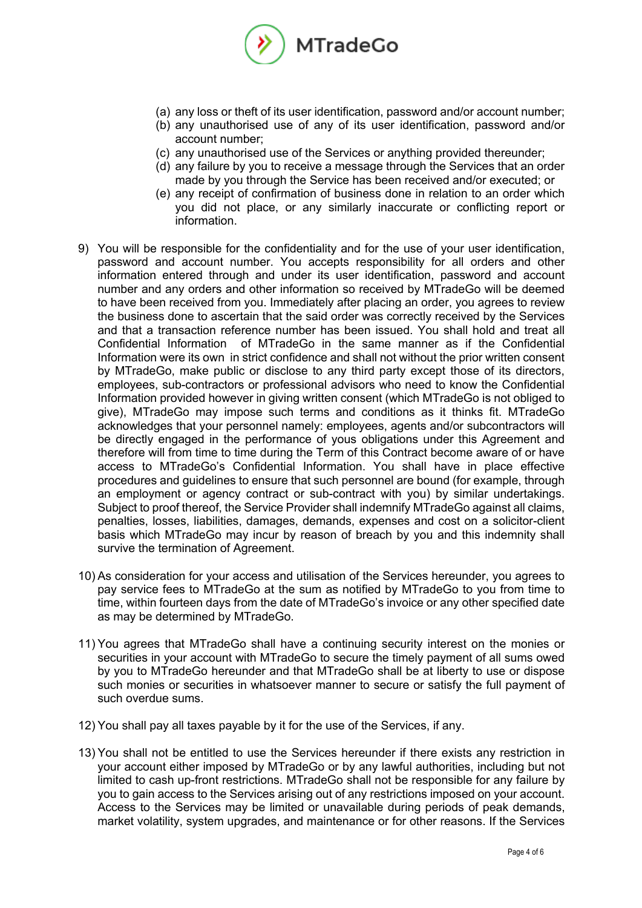(a) any loss or theft of its user identification, password and/or account number;
(b) any unauthorised use of any of its user identification, password and/or account number;
(c) any unauthorised use of the Services or anything provided thereunder;
(d) any failure by you to receive a message through the Services that an order made by you through the Service has been received and/or executed; or
(e) any receipt of confirmation of business done in relation to an order which you did not place, or any similarly inaccurate or conflicting report or information.

9) You will be responsible for the confidentiality and for the use of your user identification, password and account number. You accepts responsibility for all orders and other information entered through and under its user identification, password and account number and any orders and other information so received by MTradeGo will be deemed to have been received from you. Immediately after placing an order, you agrees to review the business done to ascertain that the said order was correctly received by the Services and that a transaction reference number has been issued. You shall hold and treat all Confidential Information of MTradeGo in the same manner as if the Confidential Information were its own in strict confidence and shall not without the prior written consent by MTradeGo, make public or disclose to any third party except those of its directors, employees, sub-contractors or professional advisors who need to know the Confidential Information provided however in giving written consent (which MTradeGo is not obliged to give), MTradeGo may impose such terms and conditions as it thinks fit. MTradeGo acknowledges that your personnel namely: employees, agents and/or subcontractors will be directly engaged in the performance of yous obligations under this Agreement and therefore will from time to time during the Term of this Contract become aware of or have access to MTradeGo's Confidential Information. You shall have in place effective procedures and guidelines to ensure that such personnel are bound (for example, through an employment or agency contract or sub-contract with you) by similar undertakings. Subject to proof thereof, the Service Provider shall indemnify MTradeGo against all claims, penalties, losses, liabilities, damages, demands, expenses and cost on a solicitor-client basis which MTradeGo may incur by reason of breach by you and this indemnity shall survive the termination of Agreement.

10) As consideration for your access and utilisation of the Services hereunder, you agrees to pay service fees to MTradeGo at the sum as notified by MTradeGo to you from time to time, within fourteen days from the date of MTradeGo's invoice or any other specified date as may be determined by MTradeGo.

11) You agrees that MTradeGo shall have a continuing security interest on the monies or securities in your account with MTradeGo to secure the timely payment of all sums owed by you to MTradeGo hereunder and that MTradeGo shall be at liberty to use or dispose such monies or securities in whatsoever manner to secure or satisfy the full payment of such overdue sums.

12) You shall pay all taxes payable by it for the use of the Services, if any.

13) You shall not be entitled to use the Services hereunder if there exists any restriction in your account either imposed by MTradeGo or by any lawful authorities, including but not limited to cash up-front restrictions. MTradeGo shall not be responsible for any failure by you to gain access to the Services arising out of any restrictions imposed on your account. Access to the Services may be limited or unavailable during periods of peak demands, market volatility, system upgrades, and maintenance or for other reasons. If the Services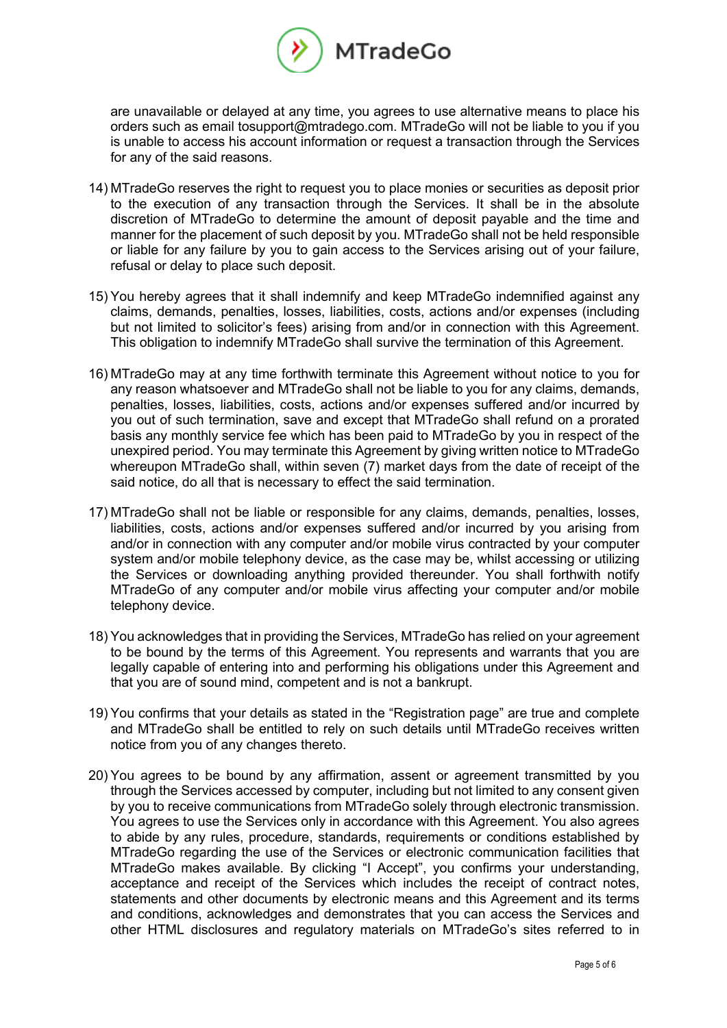are unavailable or delayed at any time, you agrees to use alternative means to place his orders such as email tosupport@mtradego.com. MTradeGo will not be liable to you if you is unable to access his account information or request a transaction through the Services for any of the said reasons.

14) MTradeGo reserves the right to request you to place monies or securities as deposit prior to the execution of any transaction through the Services. It shall be in the absolute discretion of MTradeGo to determine the amount of deposit payable and the time and manner for the placement of such deposit by you. MTradeGo shall not be held responsible or liable for any failure by you to gain access to the Services arising out of your failure, refusal or delay to place such deposit.

15) You hereby agrees that it shall indemnify and keep MTradeGo indemnified against any claims, demands, penalties, losses, liabilities, costs, actions and/or expenses (including but not limited to solicitor's fees) arising from and/or in connection with this Agreement. This obligation to indemnify MTradeGo shall survive the termination of this Agreement.

16) MTradeGo may at any time forthwith terminate this Agreement without notice to you for any reason whatsoever and MTradeGo shall not be liable to you for any claims, demands, penalties, losses, liabilities, costs, actions and/or expenses suffered and/or incurred by you out of such termination, save and except that MTradeGo shall refund on a prorated basis any monthly service fee which has been paid to MTradeGo by you in respect of the unexpired period. You may terminate this Agreement by giving written notice to MTradeGo whereupon MTradeGo shall, within seven (7) market days from the date of receipt of the said notice, do all that is necessary to effect the said termination.

17) MTradeGo shall not be liable or responsible for any claims, demands, penalties, losses, liabilities, costs, actions and/or expenses suffered and/or incurred by you arising from and/or in connection with any computer and/or mobile virus contracted by your computer system and/or mobile telephony device, as the case may be, whilst accessing or utilizing the Services or downloading anything provided thereunder. You shall forthwith notify MTradeGo of any computer and/or mobile virus affecting your computer and/or mobile telephony device.

18) You acknowledges that in providing the Services, MTradeGo has relied on your agreement to be bound by the terms of this Agreement. You represents and warrants that you are legally capable of entering into and performing his obligations under this Agreement and that you are of sound mind, competent and is not a bankrupt.

19) You confirms that your details as stated in the "Registration page" are true and complete and MTradeGo shall be entitled to rely on such details until MTradeGo receives written notice from you of any changes thereto.

20) You agrees to be bound by any affirmation, assent or agreement transmitted by you through the Services accessed by computer, including but not limited to any consent given by you to receive communications from MTradeGo solely through electronic transmission. You agrees to use the Services only in accordance with this Agreement. You also agrees to abide by any rules, procedure, standards, requirements or conditions established by MTradeGo regarding the use of the Services or electronic communication facilities that MTradeGo makes available. By clicking "I Accept", you confirms your understanding, acceptance and receipt of the Services which includes the receipt of contract notes, statements and other documents by electronic means and this Agreement and its terms and conditions, acknowledges and demonstrates that you can access the Services and other HTML disclosures and regulatory materials on MTradeGo's sites referred to in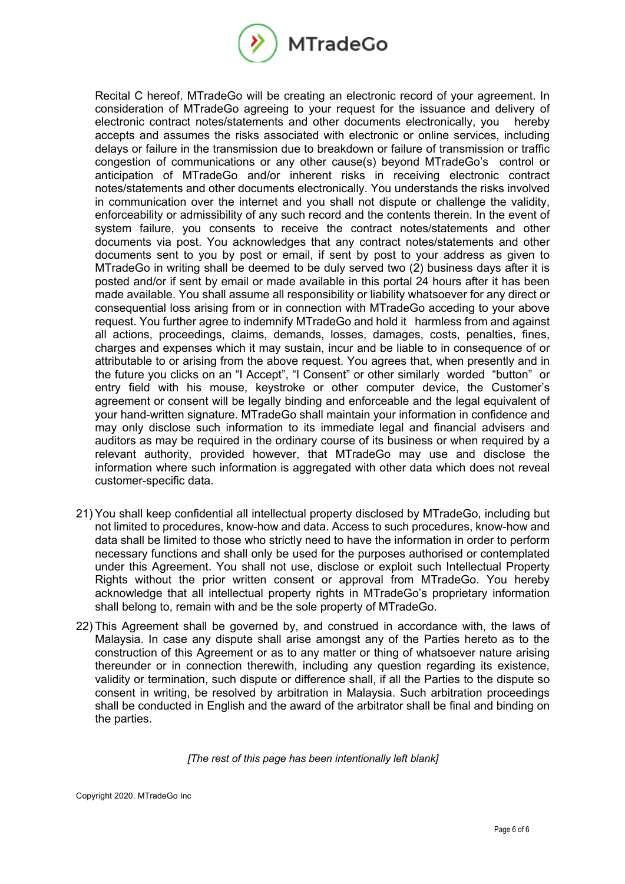Recital C hereof. MTradeGo will be creating an electronic record of your agreement. In consideration of MTradeGo agreeing to your request for the issuance and delivery of electronic contract notes/statements and other documents electronically, you hereby accepts and assumes the risks associated with electronic or online services, including delays or failure in the transmission due to breakdown or failure of transmission or traffic congestion of communications or any other cause(s) beyond MTradeGo's control or anticipation of MTradeGo and/or inherent risks in receiving electronic contract notes/statements and other documents electronically. You understands the risks involved in communication over the internet and you shall not dispute or challenge the validity, enforceability or admissibility of any such record and the contents therein. In the event of system failure, you consents to receive the contract notes/statements and other documents via post. You acknowledges that any contract notes/statements and other documents sent to you by post or email, if sent by post to your address as given to MTradeGo in writing shall be deemed to be duly served two (2) business days after it is posted and/or if sent by email or made available in this portal 24 hours after it has been made available. You shall assume all responsibility or liability whatsoever for any direct or consequential loss arising from or in connection with MTradeGo acceding to your above request. You further agree to indemnify MTradeGo and hold it harmless from and against all actions, proceedings, claims, demands, losses, damages, costs, penalties, fines, charges and expenses which it may sustain, incur and be liable to in consequence of or attributable to or arising from the above request. You agrees that, when presently and in the future you clicks on an "I Accept", "I Consent" or other similarly worded "button" or entry field with his mouse, keystroke or other computer device, the Customer's agreement or consent will be legally binding and enforceable and the legal equivalent of your hand-written signature. MTradeGo shall maintain your information in confidence and may only disclose such information to its immediate legal and financial advisers and auditors as may be required in the ordinary course of its business or when required by a relevant authority, provided however, that MTradeGo may use and disclose the information where such information is aggregated with other data which does not reveal customer-specific data.

21) You shall keep confidential all intellectual property disclosed by MTradeGo, including but not limited to procedures, know-how and data. Access to such procedures, know-how and data shall be limited to those who strictly need to have the information in order to perform necessary functions and shall only be used for the purposes authorised or contemplated under this Agreement. You shall not use, disclose or exploit such Intellectual Property Rights without the prior written consent or approval from MTradeGo. You hereby acknowledge that all intellectual property rights in MTradeGo's proprietary information shall belong to, remain with and be the sole property of MTradeGo.

22) This Agreement shall be governed by, and construed in accordance with, the laws of Malaysia. In case any dispute shall arise amongst any of the Parties hereto as to the construction of this Agreement or as to any matter or thing of whatsoever nature arising thereunder or in connection therewith, including any question regarding its existence, validity or termination, such dispute or difference shall, if all the Parties to the dispute so consent in writing, be resolved by arbitration in Malaysia. Such arbitration proceedings shall be conducted in English and the award of the arbitrator shall be final and binding on the parties.

*[The rest of this page has been intentionally left blank]*

Copyright 2020. MTradeGo Inc